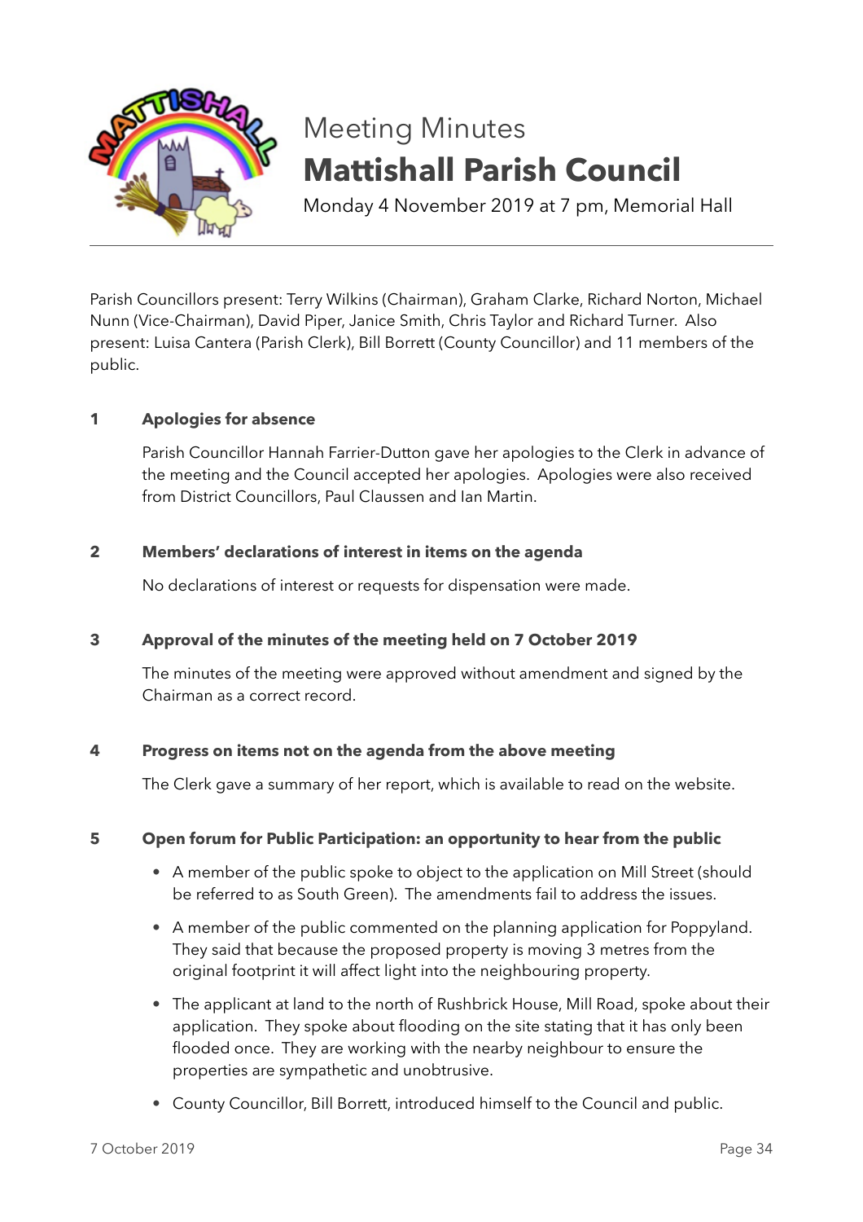# Meeting Minutes
# Mattishall Parish Council

Monday 4 November 2019 at 7 pm, Memorial Hall

Parish Councillors present: Terry Wilkins (Chairman), Graham Clarke, Richard Norton, Michael Nunn (Vice-Chairman), David Piper, Janice Smith, Chris Taylor and Richard Turner. Also present: Luisa Cantera (Parish Clerk), Bill Borrett (County Councillor) and 11 members of the public.

## 1 Apologies for absence

Parish Councillor Hannah Farrier-Dutton gave her apologies to the Clerk in advance of the meeting and the Council accepted her apologies. Apologies were also received from District Councillors, Paul Claussen and Ian Martin.

## 2 Members' declarations of interest in items on the agenda

No declarations of interest or requests for dispensation were made.

## 3 Approval of the minutes of the meeting held on 7 October 2019

The minutes of the meeting were approved without amendment and signed by the Chairman as a correct record.

## 4 Progress on items not on the agenda from the above meeting

The Clerk gave a summary of her report, which is available to read on the website.

## 5 Open forum for Public Participation: an opportunity to hear from the public

- A member of the public spoke to object to the application on Mill Street (should be referred to as South Green). The amendments fail to address the issues.
- A member of the public commented on the planning application for Poppyland. They said that because the proposed property is moving 3 metres from the original footprint it will affect light into the neighbouring property.
- The applicant at land to the north of Rushbrick House, Mill Road, spoke about their application. They spoke about flooding on the site stating that it has only been flooded once. They are working with the nearby neighbour to ensure the properties are sympathetic and unobtrusive.
- County Councillor, Bill Borrett, introduced himself to the Council and public.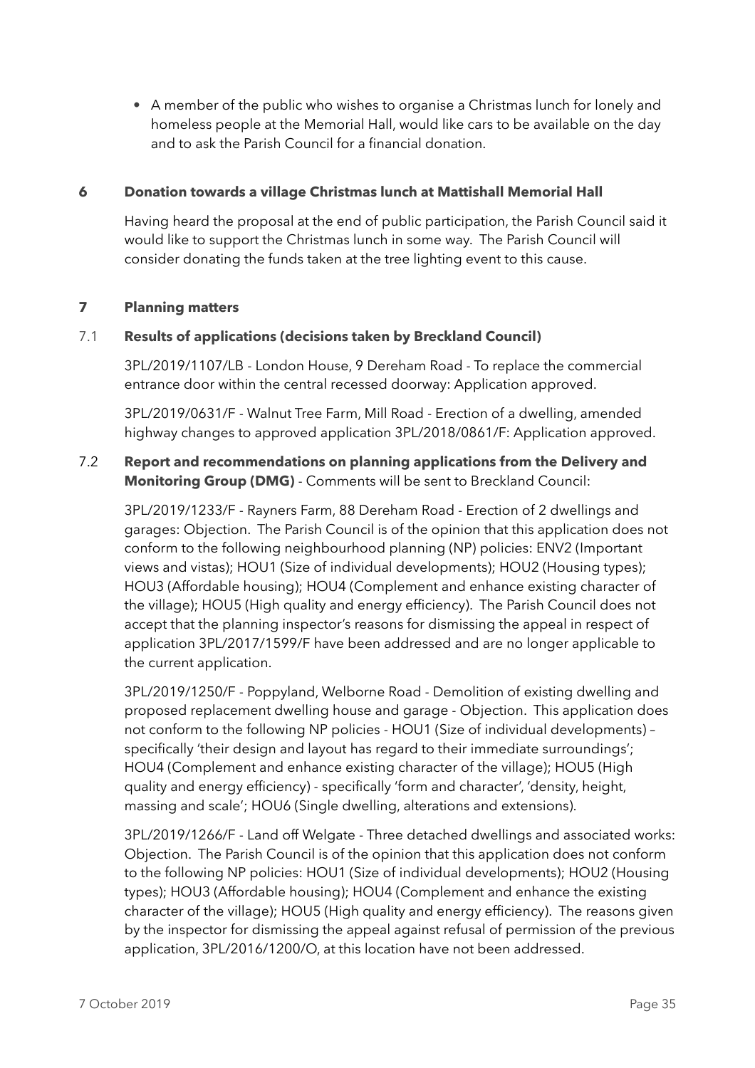- A member of the public who wishes to organise a Christmas lunch for lonely and homeless people at the Memorial Hall, would like cars to be available on the day and to ask the Parish Council for a financial donation.

## 6 Donation towards a village Christmas lunch at Mattishall Memorial Hall

Having heard the proposal at the end of public participation, the Parish Council said it would like to support the Christmas lunch in some way. The Parish Council will consider donating the funds taken at the tree lighting event to this cause.

## 7 Planning matters

### 7.1 Results of applications (decisions taken by Breckland Council)

3PL/2019/1107/LB - London House, 9 Dereham Road - To replace the commercial entrance door within the central recessed doorway: Application approved.

3PL/2019/0631/F - Walnut Tree Farm, Mill Road - Erection of a dwelling, amended highway changes to approved application 3PL/2018/0861/F: Application approved.

### 7.2 Report and recommendations on planning applications from the Delivery and Monitoring Group (DMG) - Comments will be sent to Breckland Council:

3PL/2019/1233/F - Rayners Farm, 88 Dereham Road - Erection of 2 dwellings and garages: Objection. The Parish Council is of the opinion that this application does not conform to the following neighbourhood planning (NP) policies: ENV2 (Important views and vistas); HOU1 (Size of individual developments); HOU2 (Housing types); HOU3 (Affordable housing); HOU4 (Complement and enhance existing character of the village); HOU5 (High quality and energy efficiency). The Parish Council does not accept that the planning inspector's reasons for dismissing the appeal in respect of application 3PL/2017/1599/F have been addressed and are no longer applicable to the current application.

3PL/2019/1250/F - Poppyland, Welborne Road - Demolition of existing dwelling and proposed replacement dwelling house and garage - Objection. This application does not conform to the following NP policies - HOU1 (Size of individual developments) – specifically 'their design and layout has regard to their immediate surroundings'; HOU4 (Complement and enhance existing character of the village); HOU5 (High quality and energy efficiency) - specifically 'form and character', 'density, height, massing and scale'; HOU6 (Single dwelling, alterations and extensions).

3PL/2019/1266/F - Land off Welgate - Three detached dwellings and associated works: Objection. The Parish Council is of the opinion that this application does not conform to the following NP policies: HOU1 (Size of individual developments); HOU2 (Housing types); HOU3 (Affordable housing); HOU4 (Complement and enhance the existing character of the village); HOU5 (High quality and energy efficiency). The reasons given by the inspector for dismissing the appeal against refusal of permission of the previous application, 3PL/2016/1200/O, at this location have not been addressed.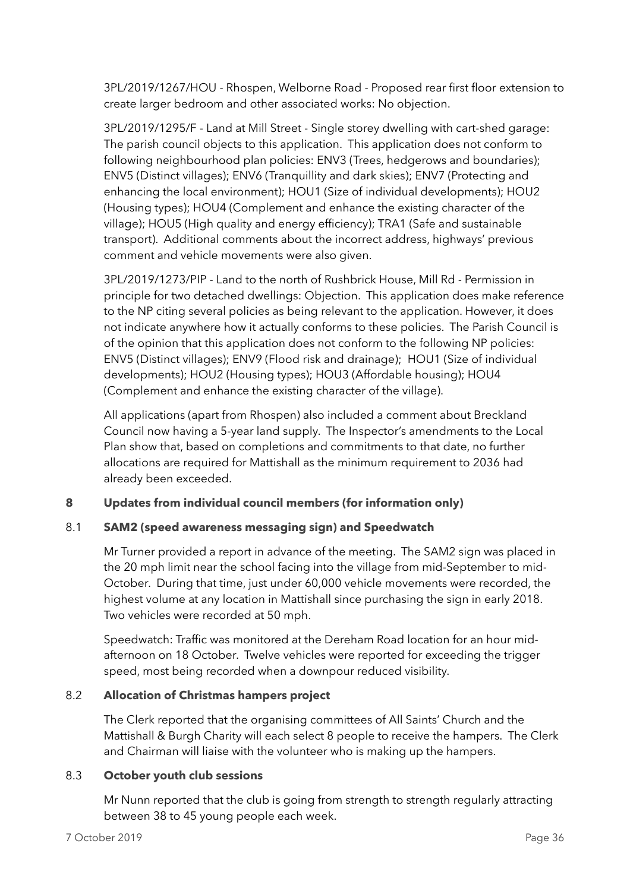3PL/2019/1267/HOU - Rhospen, Welborne Road - Proposed rear first floor extension to create larger bedroom and other associated works: No objection.

3PL/2019/1295/F - Land at Mill Street - Single storey dwelling with cart-shed garage: The parish council objects to this application. This application does not conform to following neighbourhood plan policies: ENV3 (Trees, hedgerows and boundaries); ENV5 (Distinct villages); ENV6 (Tranquillity and dark skies); ENV7 (Protecting and enhancing the local environment); HOU1 (Size of individual developments); HOU2 (Housing types); HOU4 (Complement and enhance the existing character of the village); HOU5 (High quality and energy efficiency); TRA1 (Safe and sustainable transport). Additional comments about the incorrect address, highways' previous comment and vehicle movements were also given.

3PL/2019/1273/PIP - Land to the north of Rushbrick House, Mill Rd - Permission in principle for two detached dwellings: Objection. This application does make reference to the NP citing several policies as being relevant to the application. However, it does not indicate anywhere how it actually conforms to these policies. The Parish Council is of the opinion that this application does not conform to the following NP policies: ENV5 (Distinct villages); ENV9 (Flood risk and drainage); HOU1 (Size of individual developments); HOU2 (Housing types); HOU3 (Affordable housing); HOU4 (Complement and enhance the existing character of the village).

All applications (apart from Rhospen) also included a comment about Breckland Council now having a 5-year land supply. The Inspector's amendments to the Local Plan show that, based on completions and commitments to that date, no further allocations are required for Mattishall as the minimum requirement to 2036 had already been exceeded.

## 8 Updates from individual council members (for information only)

### 8.1 SAM2 (speed awareness messaging sign) and Speedwatch

Mr Turner provided a report in advance of the meeting. The SAM2 sign was placed in the 20 mph limit near the school facing into the village from mid-September to mid-October. During that time, just under 60,000 vehicle movements were recorded, the highest volume at any location in Mattishall since purchasing the sign in early 2018. Two vehicles were recorded at 50 mph.

Speedwatch: Traffic was monitored at the Dereham Road location for an hour mid-afternoon on 18 October. Twelve vehicles were reported for exceeding the trigger speed, most being recorded when a downpour reduced visibility.

### 8.2 Allocation of Christmas hampers project

The Clerk reported that the organising committees of All Saints' Church and the Mattishall & Burgh Charity will each select 8 people to receive the hampers. The Clerk and Chairman will liaise with the volunteer who is making up the hampers.

### 8.3 October youth club sessions

Mr Nunn reported that the club is going from strength to strength regularly attracting between 38 to 45 young people each week.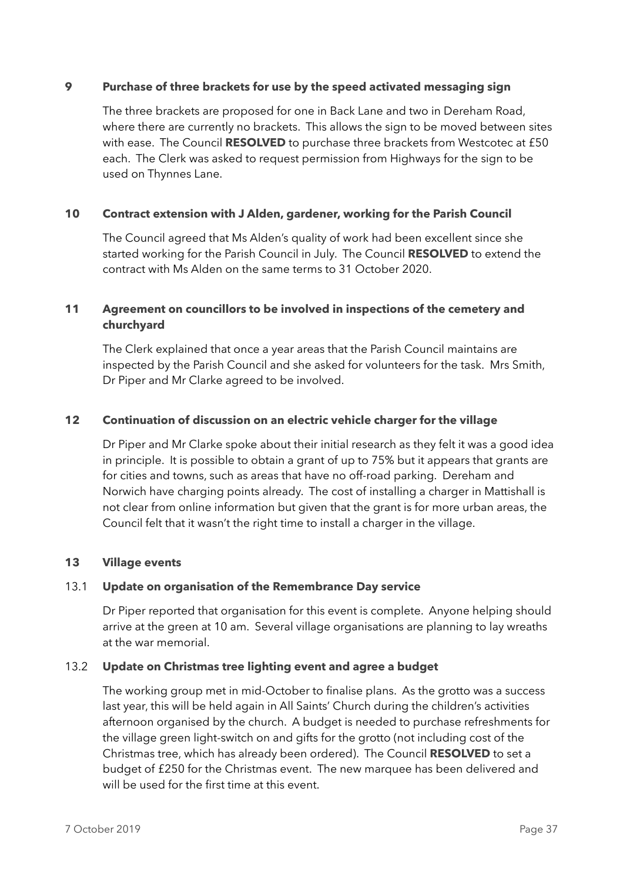## 9 Purchase of three brackets for use by the speed activated messaging sign

The three brackets are proposed for one in Back Lane and two in Dereham Road, where there are currently no brackets. This allows the sign to be moved between sites with ease. The Council **RESOLVED** to purchase three brackets from Westcotec at £50 each. The Clerk was asked to request permission from Highways for the sign to be used on Thynnes Lane.

## 10 Contract extension with J Alden, gardener, working for the Parish Council

The Council agreed that Ms Alden's quality of work had been excellent since she started working for the Parish Council in July. The Council **RESOLVED** to extend the contract with Ms Alden on the same terms to 31 October 2020.

## 11 Agreement on councillors to be involved in inspections of the cemetery and churchyard

The Clerk explained that once a year areas that the Parish Council maintains are inspected by the Parish Council and she asked for volunteers for the task. Mrs Smith, Dr Piper and Mr Clarke agreed to be involved.

## 12 Continuation of discussion on an electric vehicle charger for the village

Dr Piper and Mr Clarke spoke about their initial research as they felt it was a good idea in principle. It is possible to obtain a grant of up to 75% but it appears that grants are for cities and towns, such as areas that have no off-road parking. Dereham and Norwich have charging points already. The cost of installing a charger in Mattishall is not clear from online information but given that the grant is for more urban areas, the Council felt that it wasn't the right time to install a charger in the village.

## 13 Village events

### 13.1 Update on organisation of the Remembrance Day service

Dr Piper reported that organisation for this event is complete. Anyone helping should arrive at the green at 10 am. Several village organisations are planning to lay wreaths at the war memorial.

### 13.2 Update on Christmas tree lighting event and agree a budget

The working group met in mid-October to finalise plans. As the grotto was a success last year, this will be held again in All Saints' Church during the children's activities afternoon organised by the church. A budget is needed to purchase refreshments for the village green light-switch on and gifts for the grotto (not including cost of the Christmas tree, which has already been ordered). The Council **RESOLVED** to set a budget of £250 for the Christmas event. The new marquee has been delivered and will be used for the first time at this event.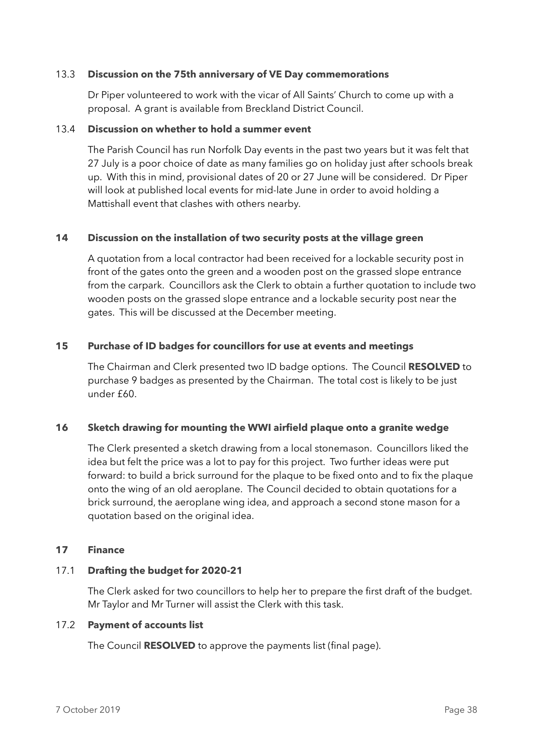### 13.3 Discussion on the 75th anniversary of VE Day commemorations

Dr Piper volunteered to work with the vicar of All Saints' Church to come up with a proposal. A grant is available from Breckland District Council.

### 13.4 Discussion on whether to hold a summer event

The Parish Council has run Norfolk Day events in the past two years but it was felt that 27 July is a poor choice of date as many families go on holiday just after schools break up. With this in mind, provisional dates of 20 or 27 June will be considered. Dr Piper will look at published local events for mid-late June in order to avoid holding a Mattishall event that clashes with others nearby.

## 14 Discussion on the installation of two security posts at the village green

A quotation from a local contractor had been received for a lockable security post in front of the gates onto the green and a wooden post on the grassed slope entrance from the carpark. Councillors ask the Clerk to obtain a further quotation to include two wooden posts on the grassed slope entrance and a lockable security post near the gates. This will be discussed at the December meeting.

## 15 Purchase of ID badges for councillors for use at events and meetings

The Chairman and Clerk presented two ID badge options. The Council **RESOLVED** to purchase 9 badges as presented by the Chairman. The total cost is likely to be just under £60.

## 16 Sketch drawing for mounting the WWI airfield plaque onto a granite wedge

The Clerk presented a sketch drawing from a local stonemason. Councillors liked the idea but felt the price was a lot to pay for this project. Two further ideas were put forward: to build a brick surround for the plaque to be fixed onto and to fix the plaque onto the wing of an old aeroplane. The Council decided to obtain quotations for a brick surround, the aeroplane wing idea, and approach a second stone mason for a quotation based on the original idea.

## 17 Finance

### 17.1 Drafting the budget for 2020-21

The Clerk asked for two councillors to help her to prepare the first draft of the budget. Mr Taylor and Mr Turner will assist the Clerk with this task.

### 17.2 Payment of accounts list

The Council **RESOLVED** to approve the payments list (final page).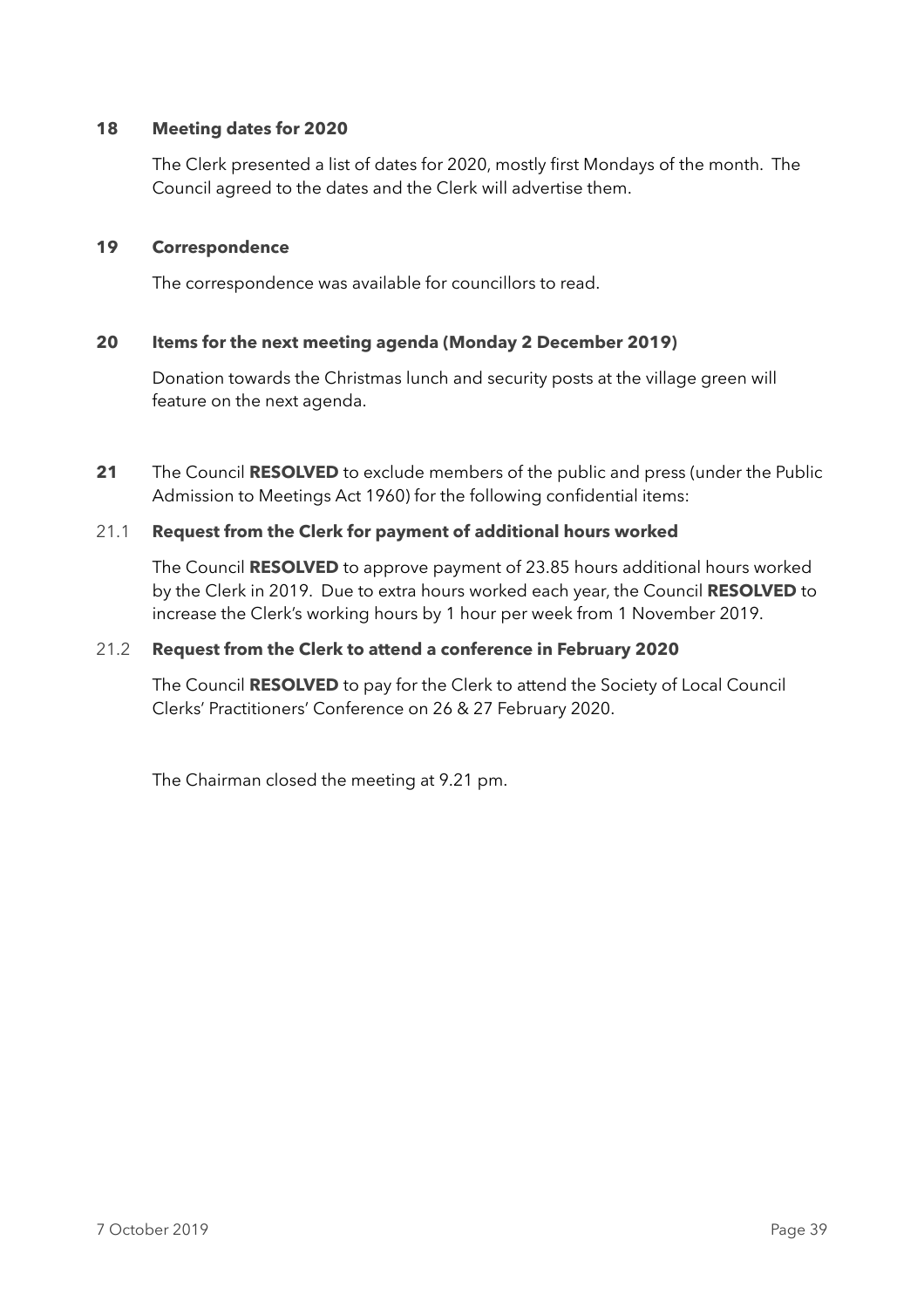**18 Meeting dates for 2020**

The Clerk presented a list of dates for 2020, mostly first Mondays of the month. The Council agreed to the dates and the Clerk will advertise them.

**19 Correspondence**

The correspondence was available for councillors to read.

**20 Items for the next meeting agenda (Monday 2 December 2019)**

Donation towards the Christmas lunch and security posts at the village green will feature on the next agenda.

**21** The Council **RESOLVED** to exclude members of the public and press (under the Public Admission to Meetings Act 1960) for the following confidential items:

21.1 **Request from the Clerk for payment of additional hours worked**

The Council **RESOLVED** to approve payment of 23.85 hours additional hours worked by the Clerk in 2019. Due to extra hours worked each year, the Council **RESOLVED** to increase the Clerk's working hours by 1 hour per week from 1 November 2019.

21.2 **Request from the Clerk to attend a conference in February 2020**

The Council **RESOLVED** to pay for the Clerk to attend the Society of Local Council Clerks' Practitioners' Conference on 26 & 27 February 2020.

The Chairman closed the meeting at 9.21 pm.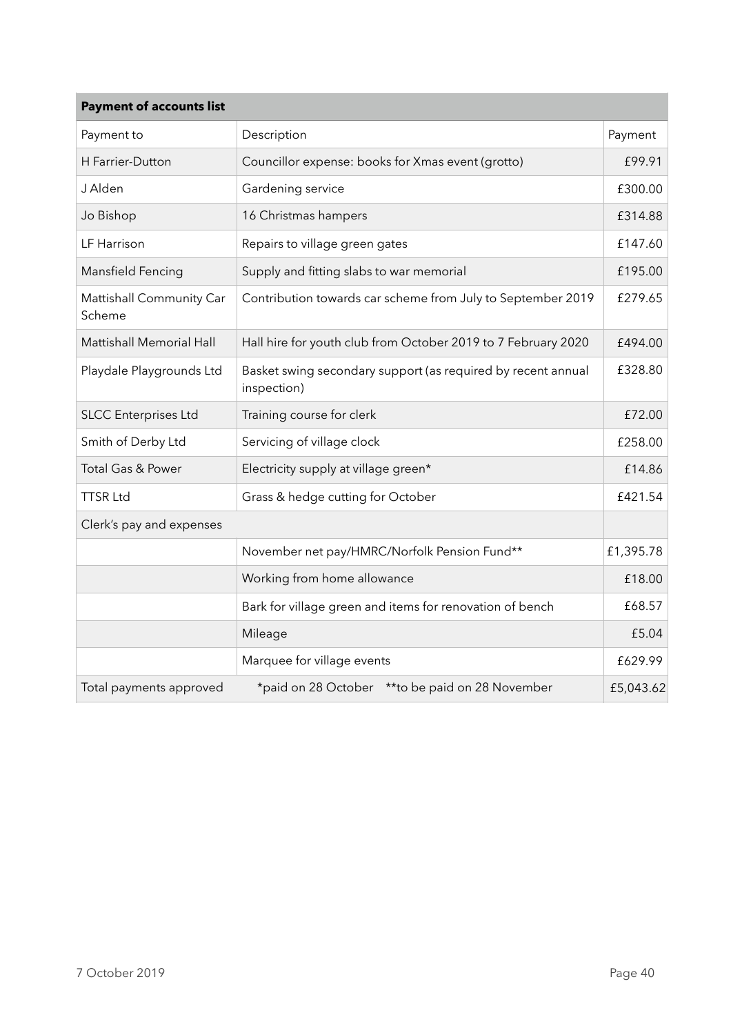| Payment of accounts list | | |
|---|---|---|
| Payment to | Description | Payment |
| H Farrier-Dutton | Councillor expense: books for Xmas event (grotto) | £99.91 |
| J Alden | Gardening service | £300.00 |
| Jo Bishop | 16 Christmas hampers | £314.88 |
| LF Harrison | Repairs to village green gates | £147.60 |
| Mansfield Fencing | Supply and fitting slabs to war memorial | £195.00 |
| Mattishall Community Car Scheme | Contribution towards car scheme from July to September 2019 | £279.65 |
| Mattishall Memorial Hall | Hall hire for youth club from October 2019 to 7 February 2020 | £494.00 |
| Playdale Playgrounds Ltd | Basket swing secondary support (as required by recent annual inspection) | £328.80 |
| SLCC Enterprises Ltd | Training course for clerk | £72.00 |
| Smith of Derby Ltd | Servicing of village clock | £258.00 |
| Total Gas & Power | Electricity supply at village green* | £14.86 |
| TTSR Ltd | Grass & hedge cutting for October | £421.54 |
| Clerk's pay and expenses | | |
| | November net pay/HMRC/Norfolk Pension Fund** | £1,395.78 |
| | Working from home allowance | £18.00 |
| | Bark for village green and items for renovation of bench | £68.57 |
| | Mileage | £5.04 |
| | Marquee for village events | £629.99 |
| Total payments approved | *paid on 28 October **to be paid on 28 November | £5,043.62 |

7 October 2019